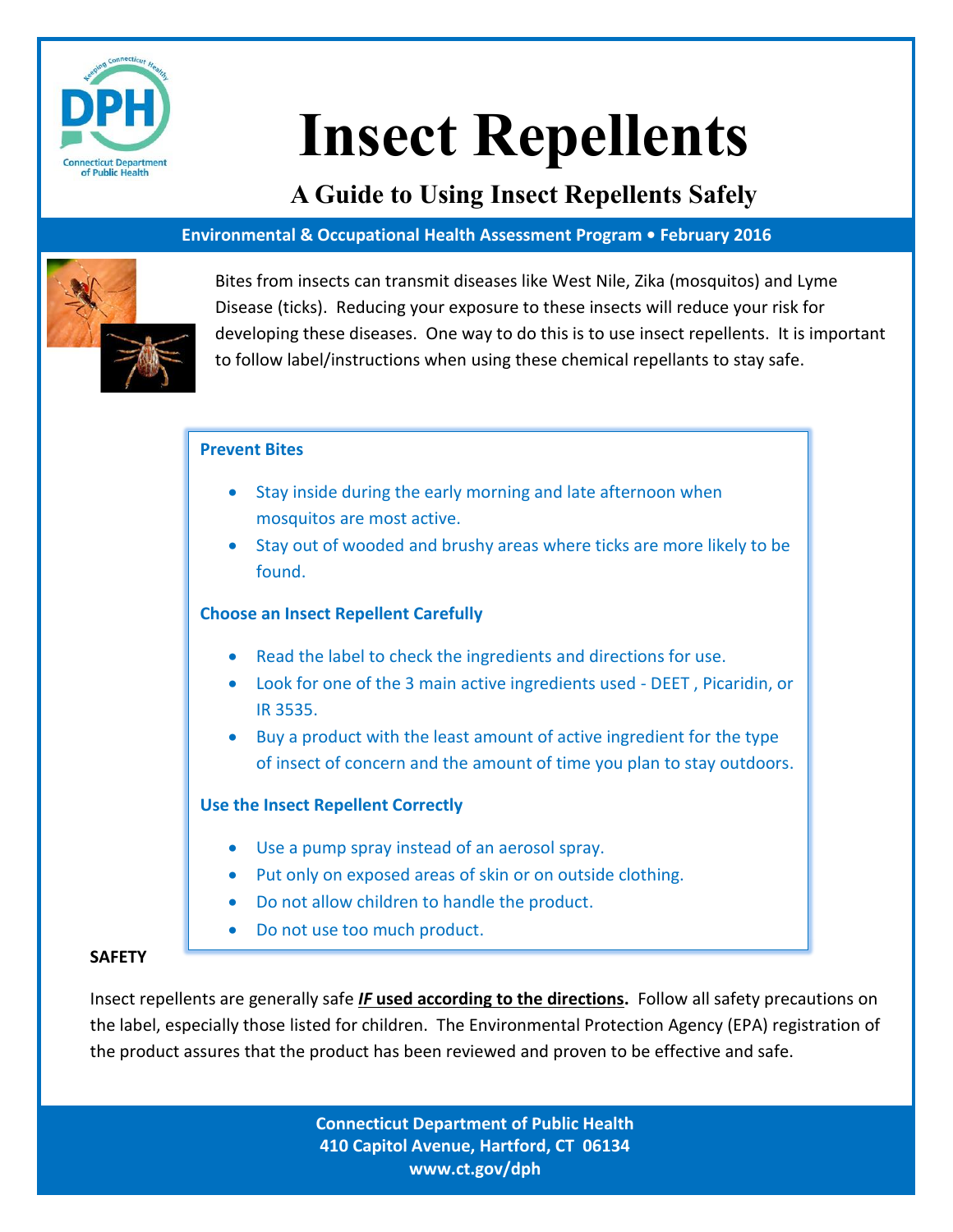# Insect Repellents

## A Guide to Using Insect Repellents Safely

**Environmental & Occupational Health Assessment Program • February 2016**

Bites from insects can transmit diseases like West Nile, Zika (mosquitos) and Lyme Disease (ticks). Reducing your exposure to these insects will reduce your risk for developing these diseases. One way to do this is to use insect repellents. It is important to follow label/instructions when using these chemical repellants to stay safe.

### Prevent Bites

- Stay inside during the early morning and late afternoon when mosquitos are most active.
- Stay out of wooded and brushy areas where ticks are more likely to be found.

### Choose an Insect Repellent Carefully

- Read the label to check the ingredients and directions for use.
- Look for one of the 3 main active ingredients used - DEET , Picaridin, or IR 3535.
- Buy a product with the least amount of active ingredient for the type of insect of concern and the amount of time you plan to stay outdoors.

### Use the Insect Repellent Correctly

- Use a pump spray instead of an aerosol spray.
- Put only on exposed areas of skin or on outside clothing.
- Do not allow children to handle the product.
- Do not use too much product.

**SAFETY**

Insect repellents are generally safe ***IF*** **used according to the directions.** Follow all safety precautions on the label, especially those listed for children. The Environmental Protection Agency (EPA) registration of the product assures that the product has been reviewed and proven to be effective and safe.

**Connecticut Department of Public Health**
**410 Capitol Avenue, Hartford, CT 06134**
**www.ct.gov/dph**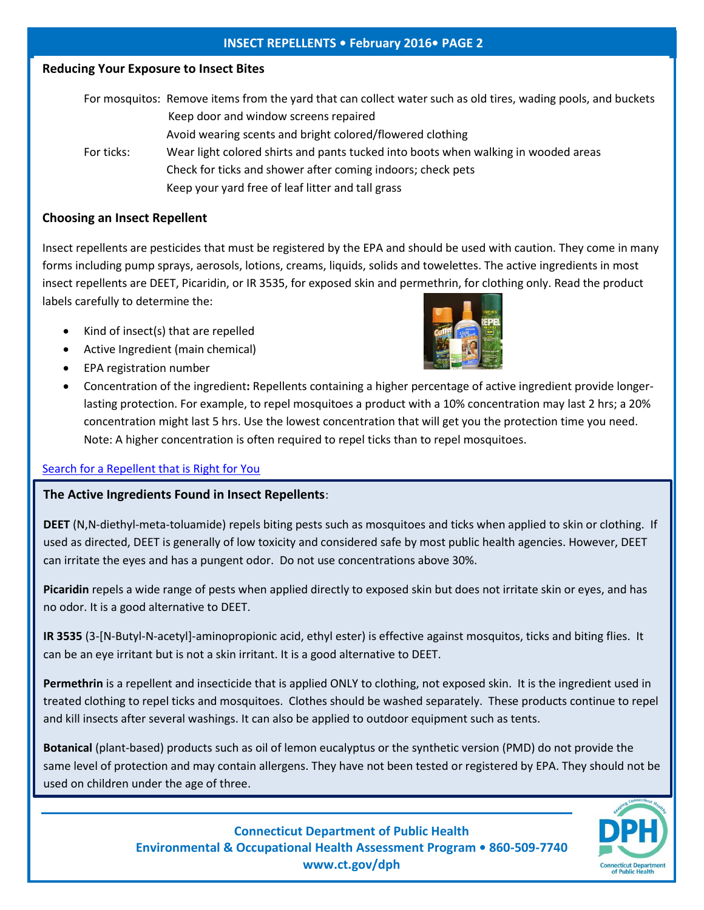## Reducing Your Exposure to Insect Bites

For mosquitos: Remove items from the yard that can collect water such as old tires, wading pools, and buckets
Keep door and window screens repaired
Avoid wearing scents and bright colored/flowered clothing

For ticks: Wear light colored shirts and pants tucked into boots when walking in wooded areas
Check for ticks and shower after coming indoors; check pets
Keep your yard free of leaf litter and tall grass

## Choosing an Insect Repellent

Insect repellents are pesticides that must be registered by the EPA and should be used with caution. They come in many forms including pump sprays, aerosols, lotions, creams, liquids, solids and towelettes. The active ingredients in most insect repellents are DEET, Picaridin, or IR 3535, for exposed skin and permethrin, for clothing only. Read the product labels carefully to determine the:

- Kind of insect(s) that are repelled
- Active Ingredient (main chemical)
- EPA registration number
- Concentration of the ingredient**:** Repellents containing a higher percentage of active ingredient provide longer-lasting protection. For example, to repel mosquitoes a product with a 10% concentration may last 2 hrs; a 20% concentration might last 5 hrs. Use the lowest concentration that will get you the protection time you need. Note: A higher concentration is often required to repel ticks than to repel mosquitoes.

Search for a Repellent that is Right for You

**The Active Ingredients Found in Insect Repellents**:

**DEET** (N,N-diethyl-meta-toluamide) repels biting pests such as mosquitoes and ticks when applied to skin or clothing. If used as directed, DEET is generally of low toxicity and considered safe by most public health agencies. However, DEET can irritate the eyes and has a pungent odor. Do not use concentrations above 30%.

**Picaridin** repels a wide range of pests when applied directly to exposed skin but does not irritate skin or eyes, and has no odor. It is a good alternative to DEET.

**IR 3535** (3-[N-Butyl-N-acetyl]-aminopropionic acid, ethyl ester) is effective against mosquitos, ticks and biting flies. It can be an eye irritant but is not a skin irritant. It is a good alternative to DEET.

**Permethrin** is a repellent and insecticide that is applied ONLY to clothing, not exposed skin. It is the ingredient used in treated clothing to repel ticks and mosquitoes. Clothes should be washed separately. These products continue to repel and kill insects after several washings. It can also be applied to outdoor equipment such as tents.

**Botanical** (plant-based) products such as oil of lemon eucalyptus or the synthetic version (PMD) do not provide the same level of protection and may contain allergens. They have not been tested or registered by EPA. They should not be used on children under the age of three.

**Connecticut Department of Public Health**
**Environmental & Occupational Health Assessment Program • 860-509-7740**
**www.ct.gov/dph**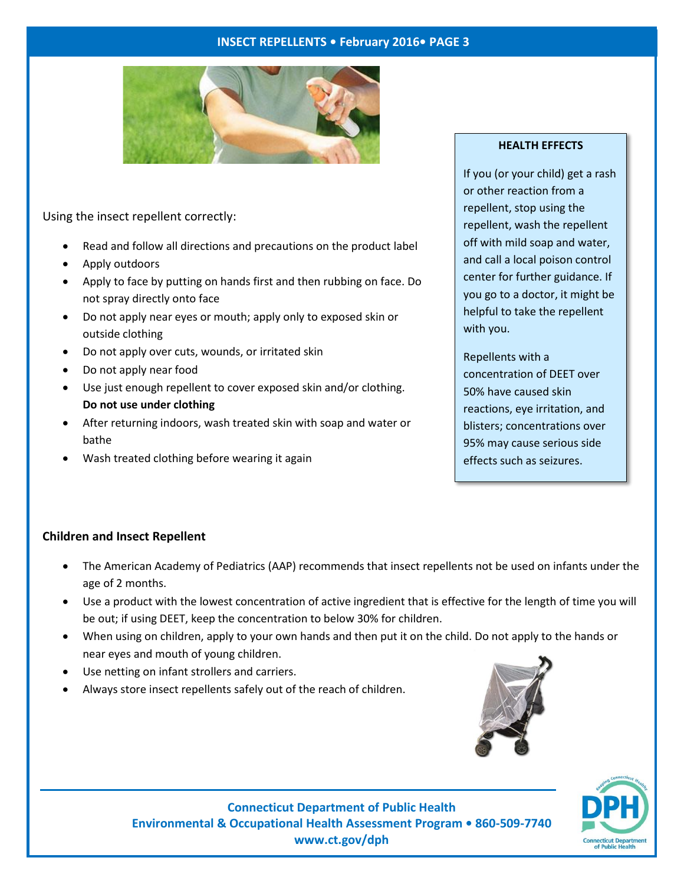Using the insect repellent correctly:

- Read and follow all directions and precautions on the product label
- Apply outdoors
- Apply to face by putting on hands first and then rubbing on face. Do not spray directly onto face
- Do not apply near eyes or mouth; apply only to exposed skin or outside clothing
- Do not apply over cuts, wounds, or irritated skin
- Do not apply near food
- Use just enough repellent to cover exposed skin and/or clothing. **Do not use under clothing**
- After returning indoors, wash treated skin with soap and water or bathe
- Wash treated clothing before wearing it again

**HEALTH EFFECTS**

If you (or your child) get a rash or other reaction from a repellent, stop using the repellent, wash the repellent off with mild soap and water, and call a local poison control center for further guidance. If you go to a doctor, it might be helpful to take the repellent with you.

Repellents with a concentration of DEET over 50% have caused skin reactions, eye irritation, and blisters; concentrations over 95% may cause serious side effects such as seizures.

## Children and Insect Repellent

- The American Academy of Pediatrics (AAP) recommends that insect repellents not be used on infants under the age of 2 months.
- Use a product with the lowest concentration of active ingredient that is effective for the length of time you will be out; if using DEET, keep the concentration to below 30% for children.
- When using on children, apply to your own hands and then put it on the child. Do not apply to the hands or near eyes and mouth of young children.
- Use netting on infant strollers and carriers.
- Always store insect repellents safely out of the reach of children.

**Connecticut Department of Public Health**
**Environmental & Occupational Health Assessment Program • 860-509-7740**
**www.ct.gov/dph**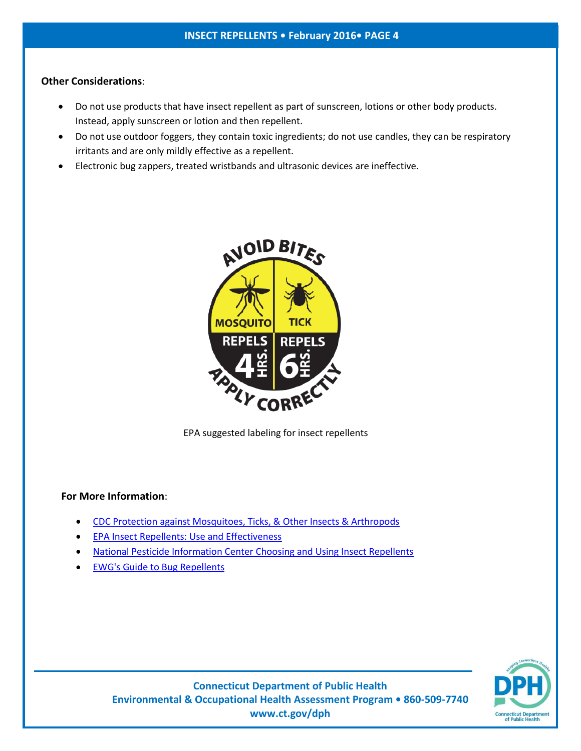**Other Considerations**:

- Do not use products that have insect repellent as part of sunscreen, lotions or other body products. Instead, apply sunscreen or lotion and then repellent.
- Do not use outdoor foggers, they contain toxic ingredients; do not use candles, they can be respiratory irritants and are only mildly effective as a repellent.
- Electronic bug zappers, treated wristbands and ultrasonic devices are ineffective.

AVOID BITES
MOSQUITO
TICK
REPELLS 4 HRS.
REPELLS 6 HRS.
APPLY CORRECTLY

EPA suggested labeling for insect repellents

**For More Information**:

- CDC Protection against Mosquitoes, Ticks, & Other Insects & Arthropods
- EPA Insect Repellents: Use and Effectiveness
- National Pesticide Information Center Choosing and Using Insect Repellents
- EWG's Guide to Bug Repellents

**Connecticut Department of Public Health**
**Environmental & Occupational Health Assessment Program • 860-509-7740**
**www.ct.gov/dph**